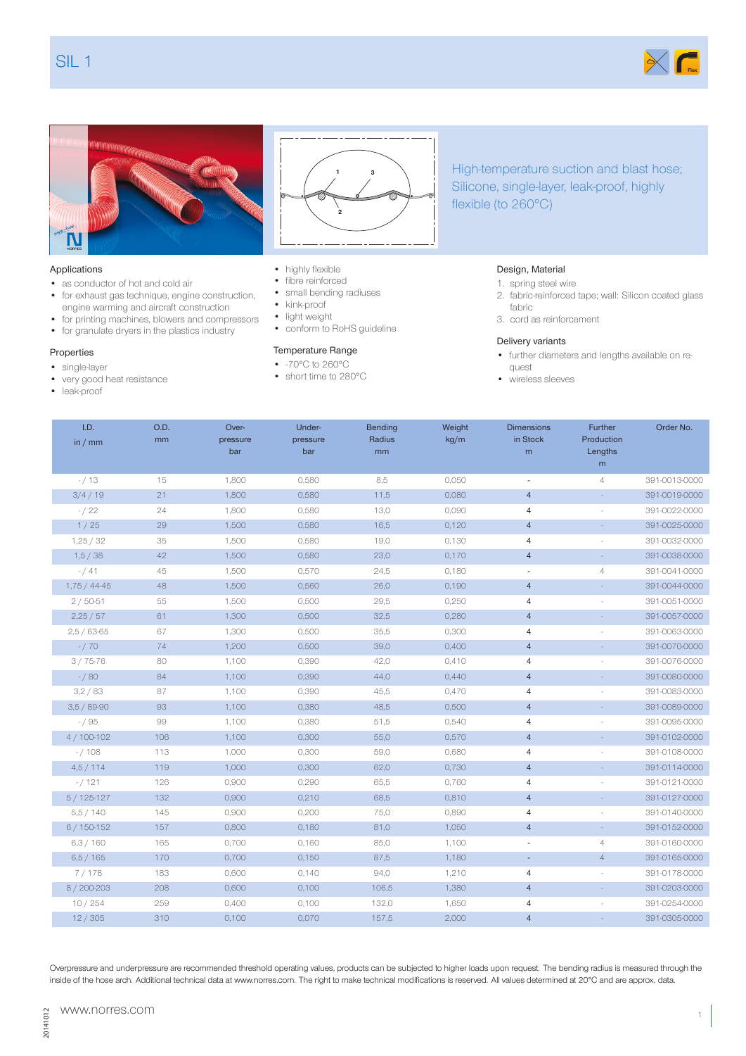# SIL 1

High-temperature suction and blast hose; Silicone, single-layer, leak-proof, highly flexible (to 260°C)

## Applications

- as conductor of hot and cold air
- for exhaust gas technique, engine construction, engine warming and aircraft construction
- for printing machines, blowers and compressors
- for granulate dryers in the plastics industry

## Properties

- single-layer
- very good heat resistance
- leak-proof
- highly flexible
- fibre reinforced
- small bending radiuses
- kink-proof
- light weight
- conform to RoHS guideline

## Temperature Range

- -70°C to 260°C
- short time to 280°C

## Design, Material

1. spring steel wire
2. fabric-reinforced tape; wall: Silicon coated glass fabric
3. cord as reinforcement

## Delivery variants

- further diameters and lengths available on request
- wireless sleeves

| I.D. in / mm | O.D. mm | Over-pressure bar | Under-pressure bar | Bending Radius mm | Weight kg/m | Dimensions in Stock m | Further Production Lengths m | Order No. |
|---|---|---|---|---|---|---|---|---|
| - / 13 | 15 | 1,800 | 0,580 | 8,5 | 0,050 | - | 4 | 391-0013-0000 |
| 3/4 / 19 | 21 | 1,800 | 0,580 | 11,5 | 0,080 | 4 | - | 391-0019-0000 |
| - / 22 | 24 | 1,800 | 0,580 | 13,0 | 0,090 | 4 | - | 391-0022-0000 |
| 1 / 25 | 29 | 1,500 | 0,580 | 16,5 | 0,120 | 4 | - | 391-0025-0000 |
| 1,25 / 32 | 35 | 1,500 | 0,580 | 19,0 | 0,130 | 4 | - | 391-0032-0000 |
| 1,5 / 38 | 42 | 1,500 | 0,580 | 23,0 | 0,170 | 4 | - | 391-0038-0000 |
| - / 41 | 45 | 1,500 | 0,570 | 24,5 | 0,180 | - | 4 | 391-0041-0000 |
| 1,75 / 44-45 | 48 | 1,500 | 0,560 | 26,0 | 0,190 | 4 | - | 391-0044-0000 |
| 2 / 50-51 | 55 | 1,500 | 0,500 | 29,5 | 0,250 | 4 | - | 391-0051-0000 |
| 2,25 / 57 | 61 | 1,300 | 0,500 | 32,5 | 0,280 | 4 | - | 391-0057-0000 |
| 2,5 / 63-65 | 67 | 1,300 | 0,500 | 35,5 | 0,300 | 4 | - | 391-0063-0000 |
| - / 70 | 74 | 1,200 | 0,500 | 39,0 | 0,400 | 4 | - | 391-0070-0000 |
| 3 / 75-76 | 80 | 1,100 | 0,390 | 42,0 | 0,410 | 4 | - | 391-0076-0000 |
| - / 80 | 84 | 1,100 | 0,390 | 44,0 | 0,440 | 4 | - | 391-0080-0000 |
| 3,2 / 83 | 87 | 1,100 | 0,390 | 45,5 | 0,470 | 4 | - | 391-0083-0000 |
| 3,5 / 89-90 | 93 | 1,100 | 0,380 | 48,5 | 0,500 | 4 | - | 391-0089-0000 |
| - / 95 | 99 | 1,100 | 0,380 | 51,5 | 0,540 | 4 | - | 391-0095-0000 |
| 4 / 100-102 | 106 | 1,100 | 0,300 | 55,0 | 0,570 | 4 | - | 391-0102-0000 |
| - / 108 | 113 | 1,000 | 0,300 | 59,0 | 0,680 | 4 | - | 391-0108-0000 |
| 4,5 / 114 | 119 | 1,000 | 0,300 | 62,0 | 0,730 | 4 | - | 391-0114-0000 |
| - / 121 | 126 | 0,900 | 0,290 | 65,5 | 0,760 | 4 | - | 391-0121-0000 |
| 5 / 125-127 | 132 | 0,900 | 0,210 | 68,5 | 0,810 | 4 | - | 391-0127-0000 |
| 5,5 / 140 | 145 | 0,900 | 0,200 | 75,0 | 0,890 | 4 | - | 391-0140-0000 |
| 6 / 150-152 | 157 | 0,800 | 0,180 | 81,0 | 1,050 | 4 | - | 391-0152-0000 |
| 6,3 / 160 | 165 | 0,700 | 0,160 | 85,0 | 1,100 | - | 4 | 391-0160-0000 |
| 6,5 / 165 | 170 | 0,700 | 0,150 | 87,5 | 1,180 | - | 4 | 391-0165-0000 |
| 7 / 178 | 183 | 0,600 | 0,140 | 94,0 | 1,210 | 4 | - | 391-0178-0000 |
| 8 / 200-203 | 208 | 0,600 | 0,100 | 106,5 | 1,380 | 4 | - | 391-0203-0000 |
| 10 / 254 | 259 | 0,400 | 0,100 | 132,0 | 1,650 | 4 | - | 391-0254-0000 |
| 12 / 305 | 310 | 0,100 | 0,070 | 157,5 | 2,000 | 4 | - | 391-0305-0000 |

Overpressure and underpressure are recommended threshold operating values, products can be subjected to higher loads upon request. The bending radius is measured through the inside of the hose arch. Additional technical data at www.norres.com. The right to make technical modifications is reserved. All values determined at 20°C and are approx. data.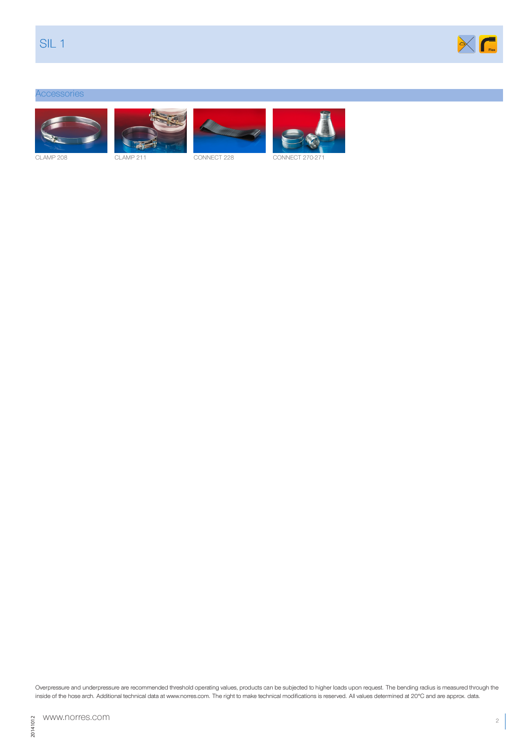# SIL 1

## Accessories

CLAMP 208

CLAMP 211

CONNECT 228

CONNECT 270-271

Overpressure and underpressure are recommended threshold operating values, products can be subjected to higher loads upon request. The bending radius is measured through the inside of the hose arch. Additional technical data at www.norres.com. The right to make technical modifications is reserved. All values determined at 20°C and are approx. data.

20141012

www.norres.com